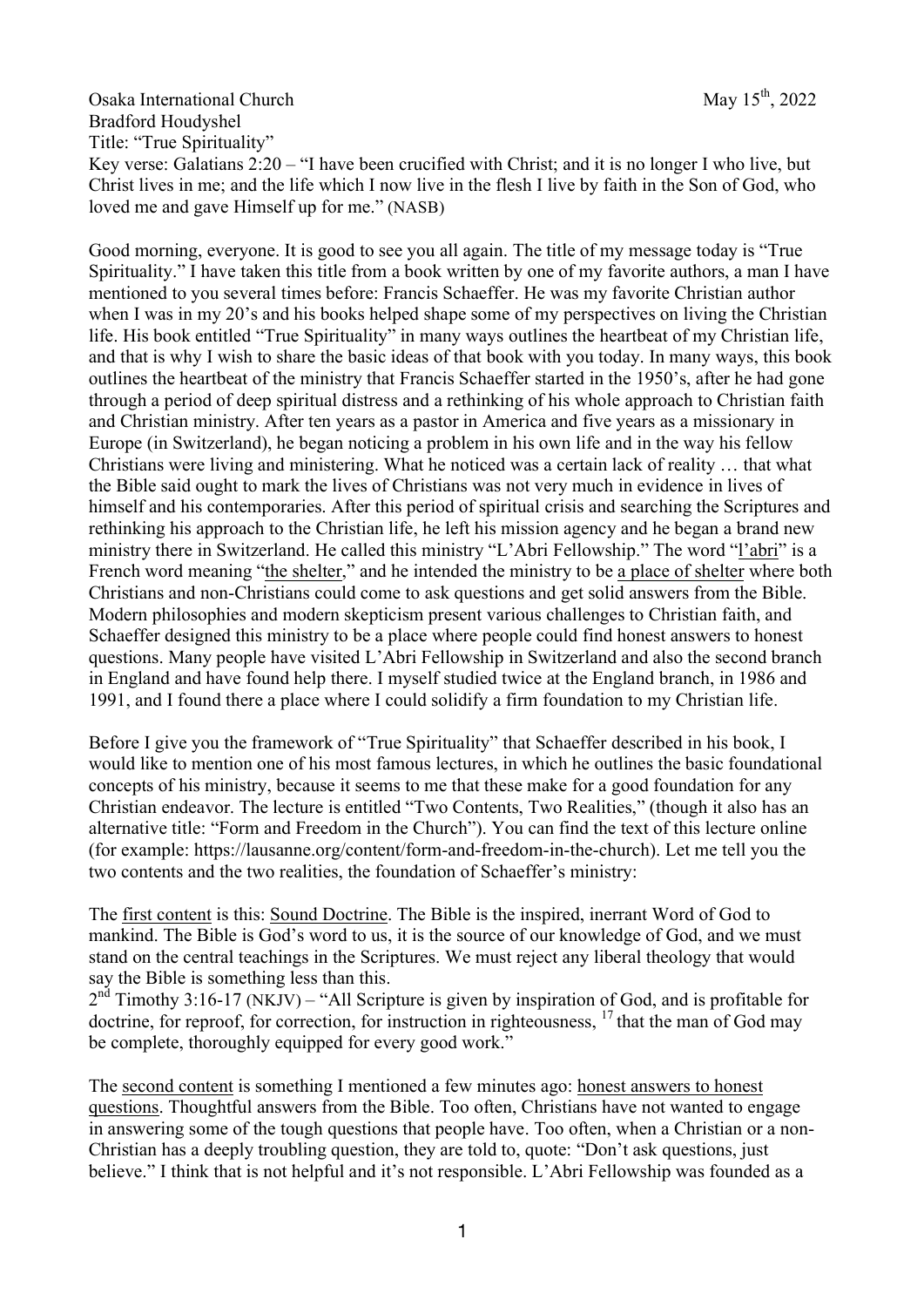Osaka International Church May 15th, 2022

Bradford Houdyshel

Title: "True Spirituality"

Key verse: Galatians 2:20 – "I have been crucified with Christ; and it is no longer I who live, but Christ lives in me; and the life which I now live in the flesh I live by faith in the Son of God, who loved me and gave Himself up for me." (NASB)

Good morning, everyone. It is good to see you all again. The title of my message today is "True Spirituality." I have taken this title from a book written by one of my favorite authors, a man I have mentioned to you several times before: Francis Schaeffer. He was my favorite Christian author when I was in my 20's and his books helped shape some of my perspectives on living the Christian life. His book entitled "True Spirituality" in many ways outlines the heartbeat of my Christian life, and that is why I wish to share the basic ideas of that book with you today. In many ways, this book outlines the heartbeat of the ministry that Francis Schaeffer started in the 1950's, after he had gone through a period of deep spiritual distress and a rethinking of his whole approach to Christian faith and Christian ministry. After ten years as a pastor in America and five years as a missionary in Europe (in Switzerland), he began noticing a problem in his own life and in the way his fellow Christians were living and ministering. What he noticed was a certain lack of reality … that what the Bible said ought to mark the lives of Christians was not very much in evidence in lives of himself and his contemporaries. After this period of spiritual crisis and searching the Scriptures and rethinking his approach to the Christian life, he left his mission agency and he began a brand new ministry there in Switzerland. He called this ministry "L'Abri Fellowship." The word "l'abri" is a French word meaning "the shelter," and he intended the ministry to be a place of shelter where both Christians and non-Christians could come to ask questions and get solid answers from the Bible. Modern philosophies and modern skepticism present various challenges to Christian faith, and Schaeffer designed this ministry to be a place where people could find honest answers to honest questions. Many people have visited L'Abri Fellowship in Switzerland and also the second branch in England and have found help there. I myself studied twice at the England branch, in 1986 and 1991, and I found there a place where I could solidify a firm foundation to my Christian life.

Before I give you the framework of "True Spirituality" that Schaeffer described in his book, I would like to mention one of his most famous lectures, in which he outlines the basic foundational concepts of his ministry, because it seems to me that these make for a good foundation for any Christian endeavor. The lecture is entitled "Two Contents, Two Realities," (though it also has an alternative title: "Form and Freedom in the Church"). You can find the text of this lecture online (for example: https://lausanne.org/content/form-and-freedom-in-the-church). Let me tell you the two contents and the two realities, the foundation of Schaeffer's ministry:

The first content is this: Sound Doctrine. The Bible is the inspired, inerrant Word of God to mankind. The Bible is God's word to us, it is the source of our knowledge of God, and we must stand on the central teachings in the Scriptures. We must reject any liberal theology that would say the Bible is something less than this.

2nd Timothy 3:16-17 (NKJV) – "All Scripture is given by inspiration of God, and is profitable for doctrine, for reproof, for correction, for instruction in righteousness, [17] that the man of God may be complete, thoroughly equipped for every good work."

The second content is something I mentioned a few minutes ago: honest answers to honest questions. Thoughtful answers from the Bible. Too often, Christians have not wanted to engage in answering some of the tough questions that people have. Too often, when a Christian or a non-Christian has a deeply troubling question, they are told to, quote: "Don't ask questions, just believe." I think that is not helpful and it's not responsible. L'Abri Fellowship was founded as a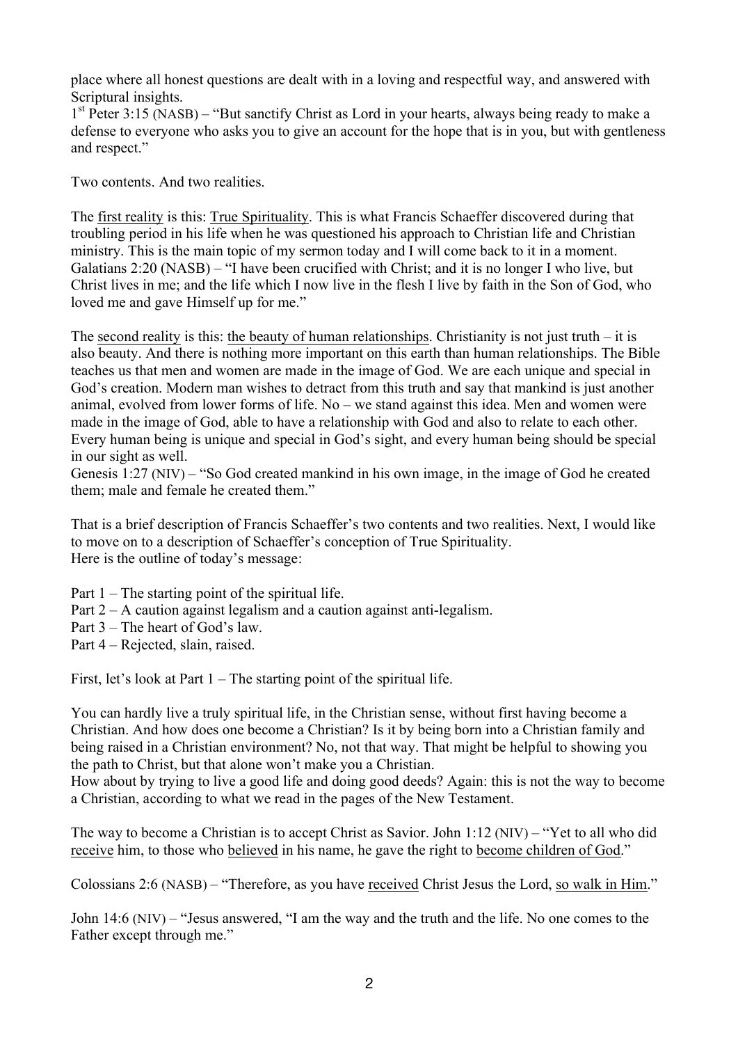place where all honest questions are dealt with in a loving and respectful way, and answered with Scriptural insights.
1st Peter 3:15 (NASB) – "But sanctify Christ as Lord in your hearts, always being ready to make a defense to everyone who asks you to give an account for the hope that is in you, but with gentleness and respect."

Two contents. And two realities.

The <u>first reality</u> is this: <u>True Spirituality</u>. This is what Francis Schaeffer discovered during that troubling period in his life when he was questioned his approach to Christian life and Christian ministry. This is the main topic of my sermon today and I will come back to it in a moment.
Galatians 2:20 (NASB) – "I have been crucified with Christ; and it is no longer I who live, but Christ lives in me; and the life which I now live in the flesh I live by faith in the Son of God, who loved me and gave Himself up for me."

The <u>second reality</u> is this: <u>the beauty of human relationships</u>. Christianity is not just truth – it is also beauty. And there is nothing more important on this earth than human relationships. The Bible teaches us that men and women are made in the image of God. We are each unique and special in God's creation. Modern man wishes to detract from this truth and say that mankind is just another animal, evolved from lower forms of life. No – we stand against this idea. Men and women were made in the image of God, able to have a relationship with God and also to relate to each other. Every human being is unique and special in God's sight, and every human being should be special in our sight as well.
Genesis 1:27 (NIV) – "So God created mankind in his own image, in the image of God he created them; male and female he created them."

That is a brief description of Francis Schaeffer's two contents and two realities. Next, I would like to move on to a description of Schaeffer's conception of True Spirituality.
Here is the outline of today's message:

- Part 1 – The starting point of the spiritual life.
- Part 2 – A caution against legalism and a caution against anti-legalism.
- Part 3 – The heart of God's law.
- Part 4 – Rejected, slain, raised.

First, let's look at Part 1 – The starting point of the spiritual life.

You can hardly live a truly spiritual life, in the Christian sense, without first having become a Christian. And how does one become a Christian? Is it by being born into a Christian family and being raised in a Christian environment? No, not that way. That might be helpful to showing you the path to Christ, but that alone won't make you a Christian.
How about by trying to live a good life and doing good deeds? Again: this is not the way to become a Christian, according to what we read in the pages of the New Testament.

The way to become a Christian is to accept Christ as Savior. John 1:12 (NIV) – "Yet to all who did <u>receive</u> him, to those who <u>believed</u> in his name, he gave the right to <u>become children of God</u>."

Colossians 2:6 (NASB) – "Therefore, as you have <u>received</u> Christ Jesus the Lord, <u>so walk in Him</u>."

John 14:6 (NIV) – "Jesus answered, "I am the way and the truth and the life. No one comes to the Father except through me."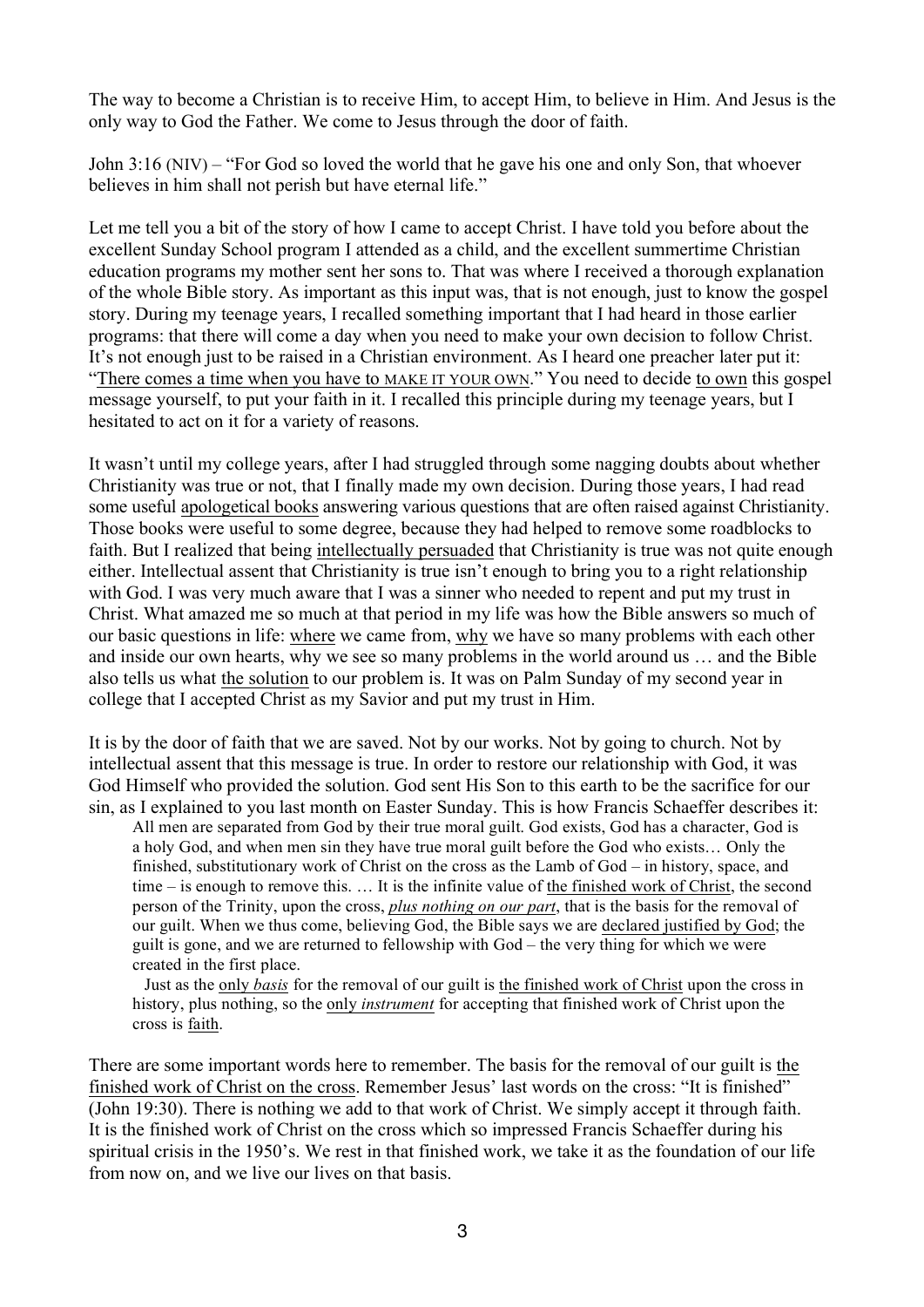The way to become a Christian is to receive Him, to accept Him, to believe in Him. And Jesus is the only way to God the Father. We come to Jesus through the door of faith.

John 3:16 (NIV) – "For God so loved the world that he gave his one and only Son, that whoever believes in him shall not perish but have eternal life."

Let me tell you a bit of the story of how I came to accept Christ. I have told you before about the excellent Sunday School program I attended as a child, and the excellent summertime Christian education programs my mother sent her sons to. That was where I received a thorough explanation of the whole Bible story. As important as this input was, that is not enough, just to know the gospel story. During my teenage years, I recalled something important that I had heard in those earlier programs: that there will come a day when you need to make your own decision to follow Christ. It's not enough just to be raised in a Christian environment. As I heard one preacher later put it: "<u>There comes a time when you have to MAKE IT YOUR OWN</u>." You need to decide <u>to own</u> this gospel message yourself, to put your faith in it. I recalled this principle during my teenage years, but I hesitated to act on it for a variety of reasons.

It wasn't until my college years, after I had struggled through some nagging doubts about whether Christianity was true or not, that I finally made my own decision. During those years, I had read some useful <u>apologetical books</u> answering various questions that are often raised against Christianity. Those books were useful to some degree, because they had helped to remove some roadblocks to faith. But I realized that being <u>intellectually persuaded</u> that Christianity is true was not quite enough either. Intellectual assent that Christianity is true isn't enough to bring you to a right relationship with God. I was very much aware that I was a sinner who needed to repent and put my trust in Christ. What amazed me so much at that period in my life was how the Bible answers so much of our basic questions in life: <u>where</u> we came from, <u>why</u> we have so many problems with each other and inside our own hearts, why we see so many problems in the world around us … and the Bible also tells us what <u>the solution</u> to our problem is. It was on Palm Sunday of my second year in college that I accepted Christ as my Savior and put my trust in Him.

It is by the door of faith that we are saved. Not by our works. Not by going to church. Not by intellectual assent that this message is true. In order to restore our relationship with God, it was God Himself who provided the solution. God sent His Son to this earth to be the sacrifice for our sin, as I explained to you last month on Easter Sunday. This is how Francis Schaeffer describes it:

> All men are separated from God by their true moral guilt. God exists, God has a character, God is a holy God, and when men sin they have true moral guilt before the God who exists… Only the finished, substitutionary work of Christ on the cross as the Lamb of God – in history, space, and time – is enough to remove this. … It is the infinite value of <u>the finished work of Christ</u>, the second person of the Trinity, upon the cross, <u>*plus nothing on our part*</u>, that is the basis for the removal of our guilt. When we thus come, believing God, the Bible says we are <u>declared justified by God</u>; the guilt is gone, and we are returned to fellowship with God – the very thing for which we were created in the first place.
>
> Just as the <u>only *basis*</u> for the removal of our guilt is <u>the finished work of Christ</u> upon the cross in history, plus nothing, so the <u>only *instrument*</u> for accepting that finished work of Christ upon the cross is <u>faith</u>.

There are some important words here to remember. The basis for the removal of our guilt is <u>the finished work of Christ on the cross</u>. Remember Jesus' last words on the cross: "It is finished" (John 19:30). There is nothing we add to that work of Christ. We simply accept it through faith. It is the finished work of Christ on the cross which so impressed Francis Schaeffer during his spiritual crisis in the 1950's. We rest in that finished work, we take it as the foundation of our life from now on, and we live our lives on that basis.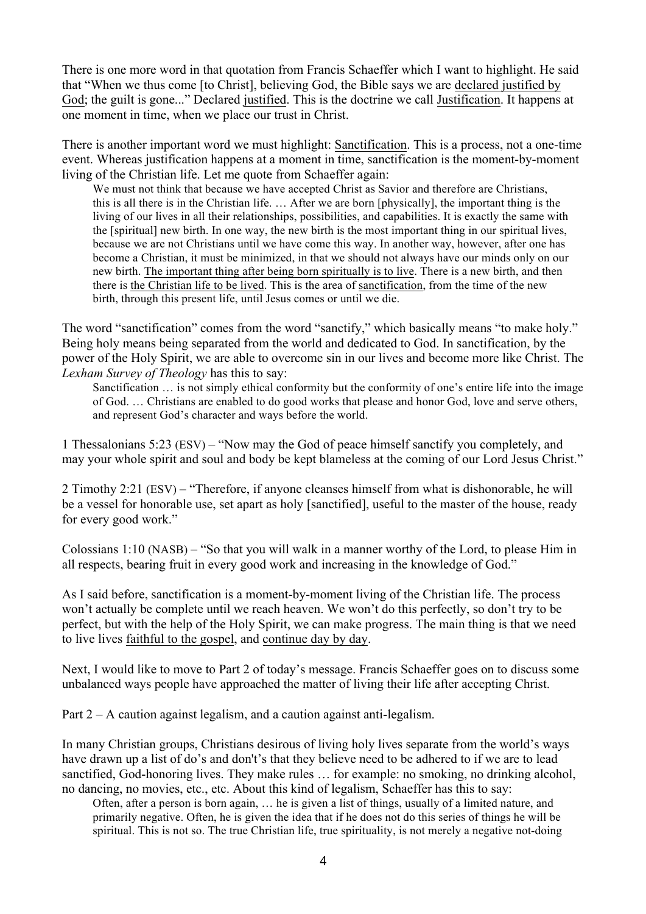There is one more word in that quotation from Francis Schaeffer which I want to highlight. He said that "When we thus come [to Christ], believing God, the Bible says we are declared justified by God; the guilt is gone..." Declared justified. This is the doctrine we call Justification. It happens at one moment in time, when we place our trust in Christ.

There is another important word we must highlight: Sanctification. This is a process, not a one-time event. Whereas justification happens at a moment in time, sanctification is the moment-by-moment living of the Christian life. Let me quote from Schaeffer again:

> We must not think that because we have accepted Christ as Savior and therefore are Christians, this is all there is in the Christian life. … After we are born [physically], the important thing is the living of our lives in all their relationships, possibilities, and capabilities. It is exactly the same with the [spiritual] new birth. In one way, the new birth is the most important thing in our spiritual lives, because we are not Christians until we have come this way. In another way, however, after one has become a Christian, it must be minimized, in that we should not always have our minds only on our new birth. The important thing after being born spiritually is to live. There is a new birth, and then there is the Christian life to be lived. This is the area of sanctification, from the time of the new birth, through this present life, until Jesus comes or until we die.

The word "sanctification" comes from the word "sanctify," which basically means "to make holy." Being holy means being separated from the world and dedicated to God. In sanctification, by the power of the Holy Spirit, we are able to overcome sin in our lives and become more like Christ. The *Lexham Survey of Theology* has this to say:

> Sanctification … is not simply ethical conformity but the conformity of one's entire life into the image of God. … Christians are enabled to do good works that please and honor God, love and serve others, and represent God's character and ways before the world.

1 Thessalonians 5:23 (ESV) – "Now may the God of peace himself sanctify you completely, and may your whole spirit and soul and body be kept blameless at the coming of our Lord Jesus Christ."

2 Timothy 2:21 (ESV) – "Therefore, if anyone cleanses himself from what is dishonorable, he will be a vessel for honorable use, set apart as holy [sanctified], useful to the master of the house, ready for every good work."

Colossians 1:10 (NASB) – "So that you will walk in a manner worthy of the Lord, to please Him in all respects, bearing fruit in every good work and increasing in the knowledge of God."

As I said before, sanctification is a moment-by-moment living of the Christian life. The process won't actually be complete until we reach heaven. We won't do this perfectly, so don't try to be perfect, but with the help of the Holy Spirit, we can make progress. The main thing is that we need to live lives faithful to the gospel, and continue day by day.

Next, I would like to move to Part 2 of today's message. Francis Schaeffer goes on to discuss some unbalanced ways people have approached the matter of living their life after accepting Christ.

Part 2 – A caution against legalism, and a caution against anti-legalism.

In many Christian groups, Christians desirous of living holy lives separate from the world's ways have drawn up a list of do's and don't's that they believe need to be adhered to if we are to lead sanctified, God-honoring lives. They make rules … for example: no smoking, no drinking alcohol, no dancing, no movies, etc., etc. About this kind of legalism, Schaeffer has this to say:

> Often, after a person is born again, … he is given a list of things, usually of a limited nature, and primarily negative. Often, he is given the idea that if he does not do this series of things he will be spiritual. This is not so. The true Christian life, true spirituality, is not merely a negative not-doing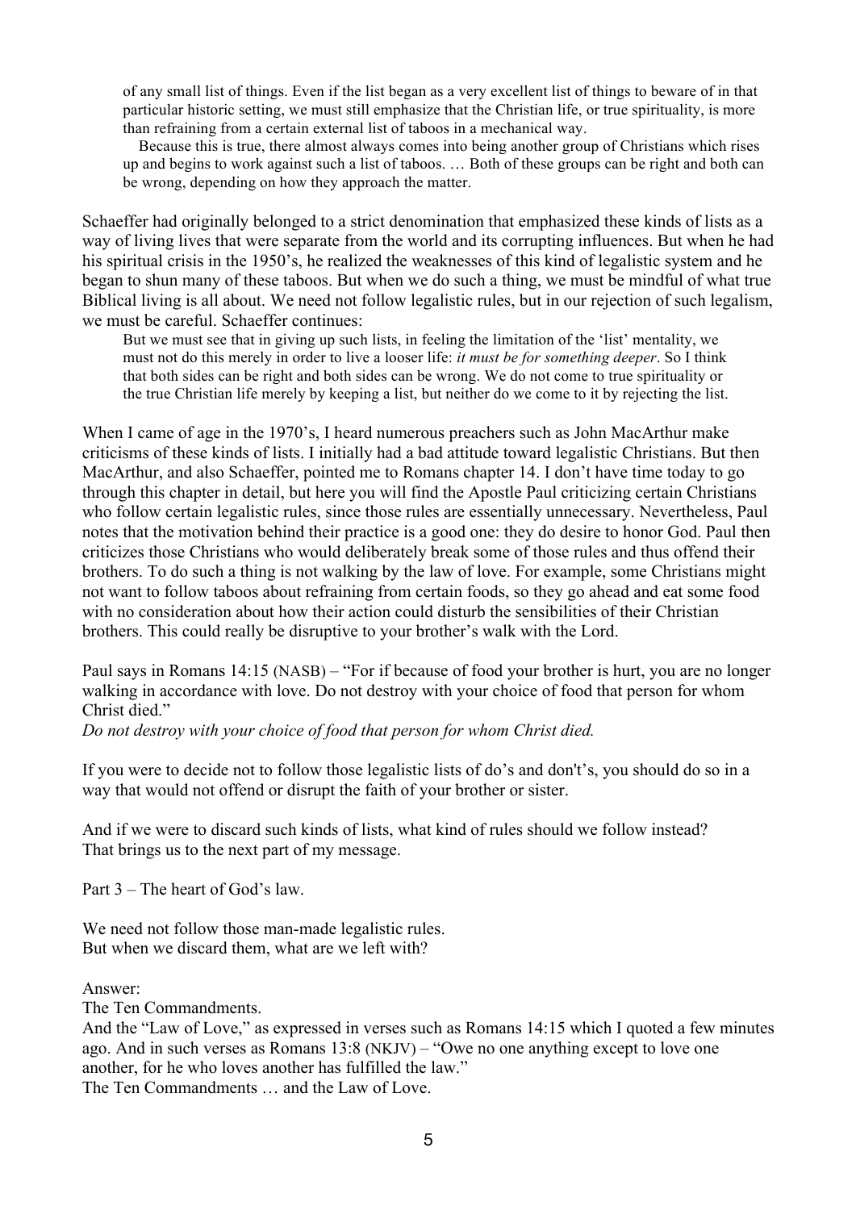> of any small list of things. Even if the list began as a very excellent list of things to beware of in that particular historic setting, we must still emphasize that the Christian life, or true spirituality, is more than refraining from a certain external list of taboos in a mechanical way.
>
> Because this is true, there almost always comes into being another group of Christians which rises up and begins to work against such a list of taboos. … Both of these groups can be right and both can be wrong, depending on how they approach the matter.

Schaeffer had originally belonged to a strict denomination that emphasized these kinds of lists as a way of living lives that were separate from the world and its corrupting influences. But when he had his spiritual crisis in the 1950's, he realized the weaknesses of this kind of legalistic system and he began to shun many of these taboos. But when we do such a thing, we must be mindful of what true Biblical living is all about. We need not follow legalistic rules, but in our rejection of such legalism, we must be careful. Schaeffer continues:

> But we must see that in giving up such lists, in feeling the limitation of the 'list' mentality, we must not do this merely in order to live a looser life: *it must be for something deeper*. So I think that both sides can be right and both sides can be wrong. We do not come to true spirituality or the true Christian life merely by keeping a list, but neither do we come to it by rejecting the list.

When I came of age in the 1970's, I heard numerous preachers such as John MacArthur make criticisms of these kinds of lists. I initially had a bad attitude toward legalistic Christians. But then MacArthur, and also Schaeffer, pointed me to Romans chapter 14. I don't have time today to go through this chapter in detail, but here you will find the Apostle Paul criticizing certain Christians who follow certain legalistic rules, since those rules are essentially unnecessary. Nevertheless, Paul notes that the motivation behind their practice is a good one: they do desire to honor God. Paul then criticizes those Christians who would deliberately break some of those rules and thus offend their brothers. To do such a thing is not walking by the law of love. For example, some Christians might not want to follow taboos about refraining from certain foods, so they go ahead and eat some food with no consideration about how their action could disturb the sensibilities of their Christian brothers. This could really be disruptive to your brother's walk with the Lord.

Paul says in Romans 14:15 (NASB) – "For if because of food your brother is hurt, you are no longer walking in accordance with love. Do not destroy with your choice of food that person for whom Christ died."
*Do not destroy with your choice of food that person for whom Christ died.*

If you were to decide not to follow those legalistic lists of do's and don't's, you should do so in a way that would not offend or disrupt the faith of your brother or sister.

And if we were to discard such kinds of lists, what kind of rules should we follow instead?
That brings us to the next part of my message.

Part 3 – The heart of God's law.

We need not follow those man-made legalistic rules.
But when we discard them, what are we left with?

Answer:
The Ten Commandments.
And the "Law of Love," as expressed in verses such as Romans 14:15 which I quoted a few minutes ago. And in such verses as Romans 13:8 (NKJV) – "Owe no one anything except to love one another, for he who loves another has fulfilled the law."
The Ten Commandments … and the Law of Love.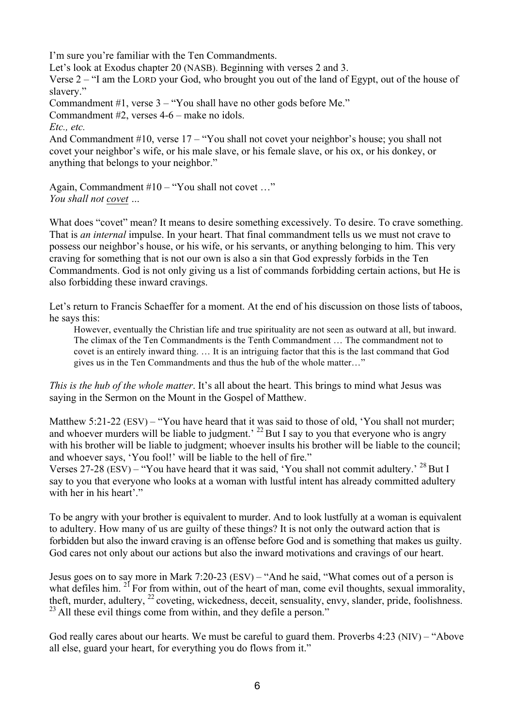I'm sure you're familiar with the Ten Commandments.
Let's look at Exodus chapter 20 (NASB). Beginning with verses 2 and 3.
Verse 2 – "I am the LORD your God, who brought you out of the land of Egypt, out of the house of slavery."
Commandment #1, verse 3 – "You shall have no other gods before Me."
Commandment #2, verses 4-6 – make no idols.
*Etc., etc.*
And Commandment #10, verse 17 – "You shall not covet your neighbor's house; you shall not covet your neighbor's wife, or his male slave, or his female slave, or his ox, or his donkey, or anything that belongs to your neighbor."

Again, Commandment #10 – "You shall not covet …"
*You shall not covet …*

What does "covet" mean? It means to desire something excessively. To desire. To crave something. That is *an internal* impulse. In your heart. That final commandment tells us we must not crave to possess our neighbor's house, or his wife, or his servants, or anything belonging to him. This very craving for something that is not our own is also a sin that God expressly forbids in the Ten Commandments. God is not only giving us a list of commands forbidding certain actions, but He is also forbidding these inward cravings.

Let's return to Francis Schaeffer for a moment. At the end of his discussion on those lists of taboos, he says this:

> However, eventually the Christian life and true spirituality are not seen as outward at all, but inward. The climax of the Ten Commandments is the Tenth Commandment … The commandment not to covet is an entirely inward thing. … It is an intriguing factor that this is the last command that God gives us in the Ten Commandments and thus the hub of the whole matter…"

*This is the hub of the whole matter*. It's all about the heart. This brings to mind what Jesus was saying in the Sermon on the Mount in the Gospel of Matthew.

Matthew 5:21-22 (ESV) – "You have heard that it was said to those of old, 'You shall not murder; and whoever murders will be liable to judgment.' [22] But I say to you that everyone who is angry with his brother will be liable to judgment; whoever insults his brother will be liable to the council; and whoever says, 'You fool!' will be liable to the hell of fire."
Verses 27-28 (ESV) – "You have heard that it was said, 'You shall not commit adultery.' [28] But I say to you that everyone who looks at a woman with lustful intent has already committed adultery with her in his heart'."

To be angry with your brother is equivalent to murder. And to look lustfully at a woman is equivalent to adultery. How many of us are guilty of these things? It is not only the outward action that is forbidden but also the inward craving is an offense before God and is something that makes us guilty. God cares not only about our actions but also the inward motivations and cravings of our heart.

Jesus goes on to say more in Mark 7:20-23 (ESV) – "And he said, "What comes out of a person is what defiles him. [21] For from within, out of the heart of man, come evil thoughts, sexual immorality, theft, murder, adultery, [22] coveting, wickedness, deceit, sensuality, envy, slander, pride, foolishness. [23] All these evil things come from within, and they defile a person."

God really cares about our hearts. We must be careful to guard them. Proverbs 4:23 (NIV) – "Above all else, guard your heart, for everything you do flows from it."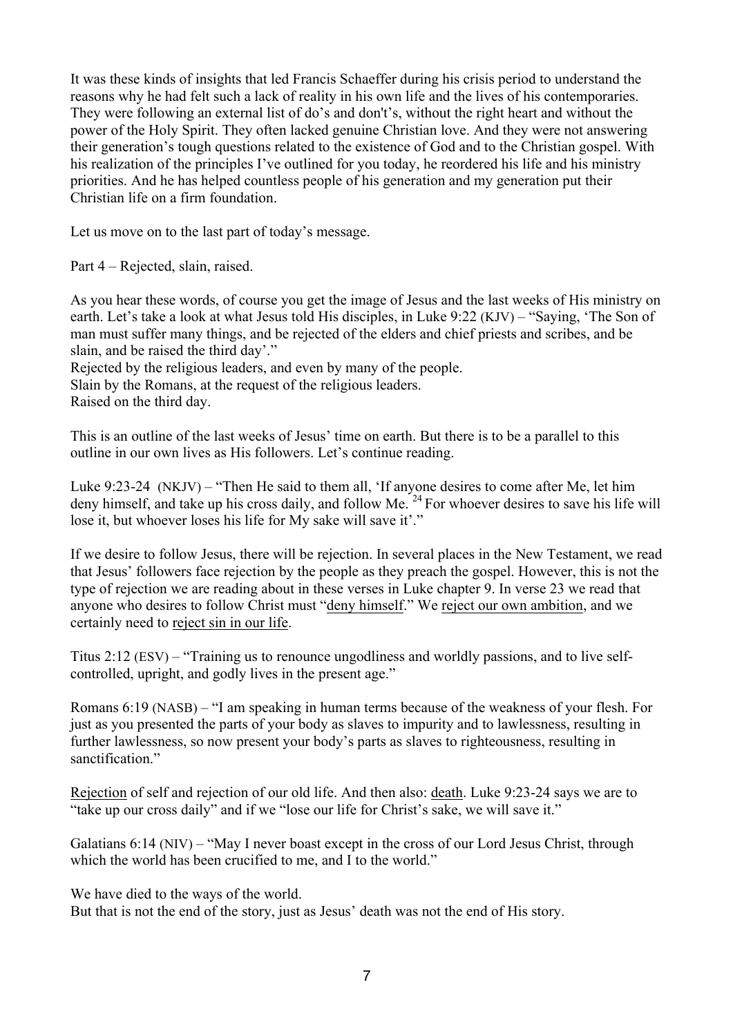It was these kinds of insights that led Francis Schaeffer during his crisis period to understand the reasons why he had felt such a lack of reality in his own life and the lives of his contemporaries. They were following an external list of do's and don't's, without the right heart and without the power of the Holy Spirit. They often lacked genuine Christian love. And they were not answering their generation's tough questions related to the existence of God and to the Christian gospel. With his realization of the principles I've outlined for you today, he reordered his life and his ministry priorities. And he has helped countless people of his generation and my generation put their Christian life on a firm foundation.

Let us move on to the last part of today's message.

Part 4 – Rejected, slain, raised.

As you hear these words, of course you get the image of Jesus and the last weeks of His ministry on earth. Let's take a look at what Jesus told His disciples, in Luke 9:22 (KJV) – "Saying, 'The Son of man must suffer many things, and be rejected of the elders and chief priests and scribes, and be slain, and be raised the third day'."
Rejected by the religious leaders, and even by many of the people.
Slain by the Romans, at the request of the religious leaders.
Raised on the third day.

This is an outline of the last weeks of Jesus' time on earth. But there is to be a parallel to this outline in our own lives as His followers. Let's continue reading.

Luke 9:23-24 (NKJV) – "Then He said to them all, 'If anyone desires to come after Me, let him deny himself, and take up his cross daily, and follow Me. [24] For whoever desires to save his life will lose it, but whoever loses his life for My sake will save it'."

If we desire to follow Jesus, there will be rejection. In several places in the New Testament, we read that Jesus' followers face rejection by the people as they preach the gospel. However, this is not the type of rejection we are reading about in these verses in Luke chapter 9. In verse 23 we read that anyone who desires to follow Christ must "deny himself." We reject our own ambition, and we certainly need to reject sin in our life.

Titus 2:12 (ESV) – "Training us to renounce ungodliness and worldly passions, and to live self-controlled, upright, and godly lives in the present age."

Romans 6:19 (NASB) – "I am speaking in human terms because of the weakness of your flesh. For just as you presented the parts of your body as slaves to impurity and to lawlessness, resulting in further lawlessness, so now present your body's parts as slaves to righteousness, resulting in sanctification."

Rejection of self and rejection of our old life. And then also: death. Luke 9:23-24 says we are to "take up our cross daily" and if we "lose our life for Christ's sake, we will save it."

Galatians 6:14 (NIV) – "May I never boast except in the cross of our Lord Jesus Christ, through which the world has been crucified to me, and I to the world."

We have died to the ways of the world.
But that is not the end of the story, just as Jesus' death was not the end of His story.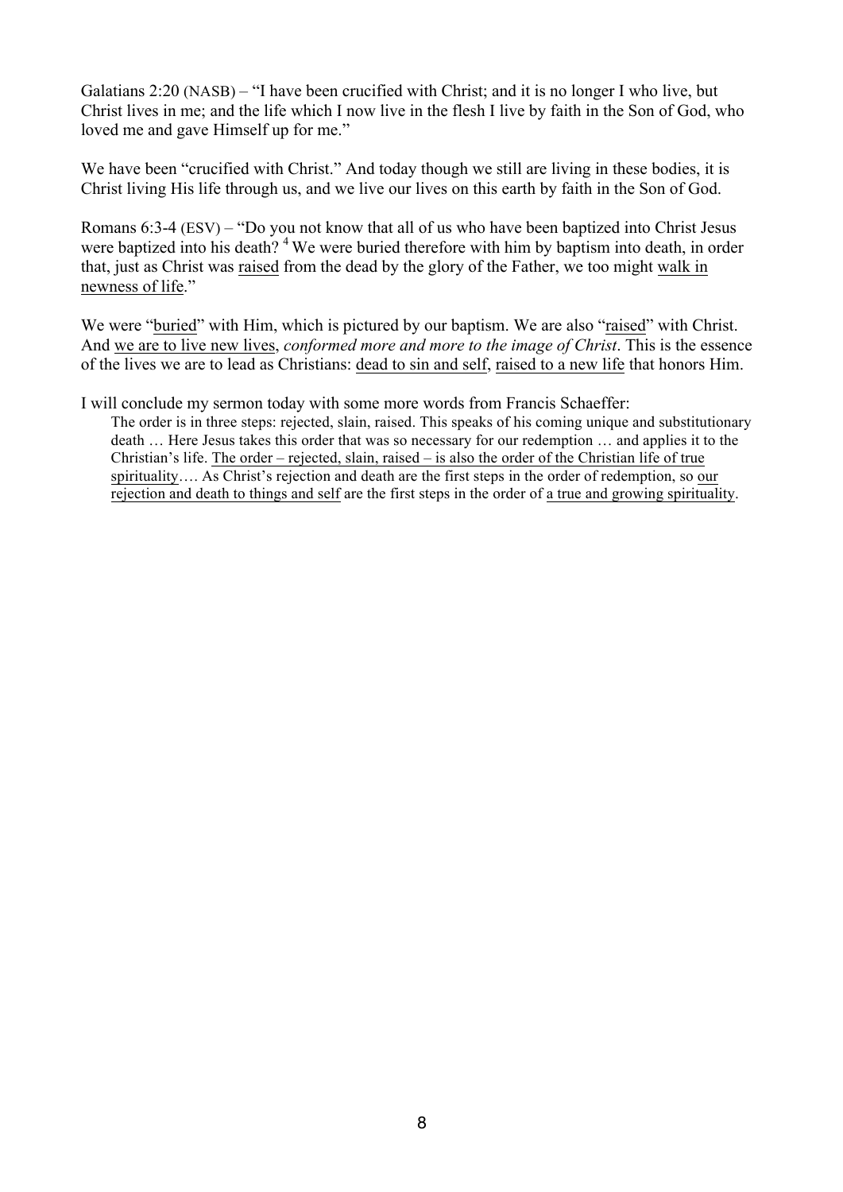Galatians 2:20 (NASB) – "I have been crucified with Christ; and it is no longer I who live, but Christ lives in me; and the life which I now live in the flesh I live by faith in the Son of God, who loved me and gave Himself up for me."

We have been "crucified with Christ." And today though we still are living in these bodies, it is Christ living His life through us, and we live our lives on this earth by faith in the Son of God.

Romans 6:3-4 (ESV) – "Do you not know that all of us who have been baptized into Christ Jesus were baptized into his death? [4] We were buried therefore with him by baptism into death, in order that, just as Christ was <u>raised</u> from the dead by the glory of the Father, we too might <u>walk in newness of life</u>."

We were "<u>buried</u>" with Him, which is pictured by our baptism. We are also "<u>raised</u>" with Christ. And <u>we are to live new lives</u>, *conformed more and more to the image of Christ*. This is the essence of the lives we are to lead as Christians: <u>dead to sin and self</u>, <u>raised to a new life</u> that honors Him.

I will conclude my sermon today with some more words from Francis Schaeffer:

> The order is in three steps: rejected, slain, raised. This speaks of his coming unique and substitutionary death … Here Jesus takes this order that was so necessary for our redemption … and applies it to the Christian's life. <u>The order – rejected, slain, raised – is also the order of the Christian life of true spirituality</u>…. As Christ's rejection and death are the first steps in the order of redemption, so <u>our rejection and death to things and self</u> are the first steps in the order of <u>a true and growing spirituality</u>.